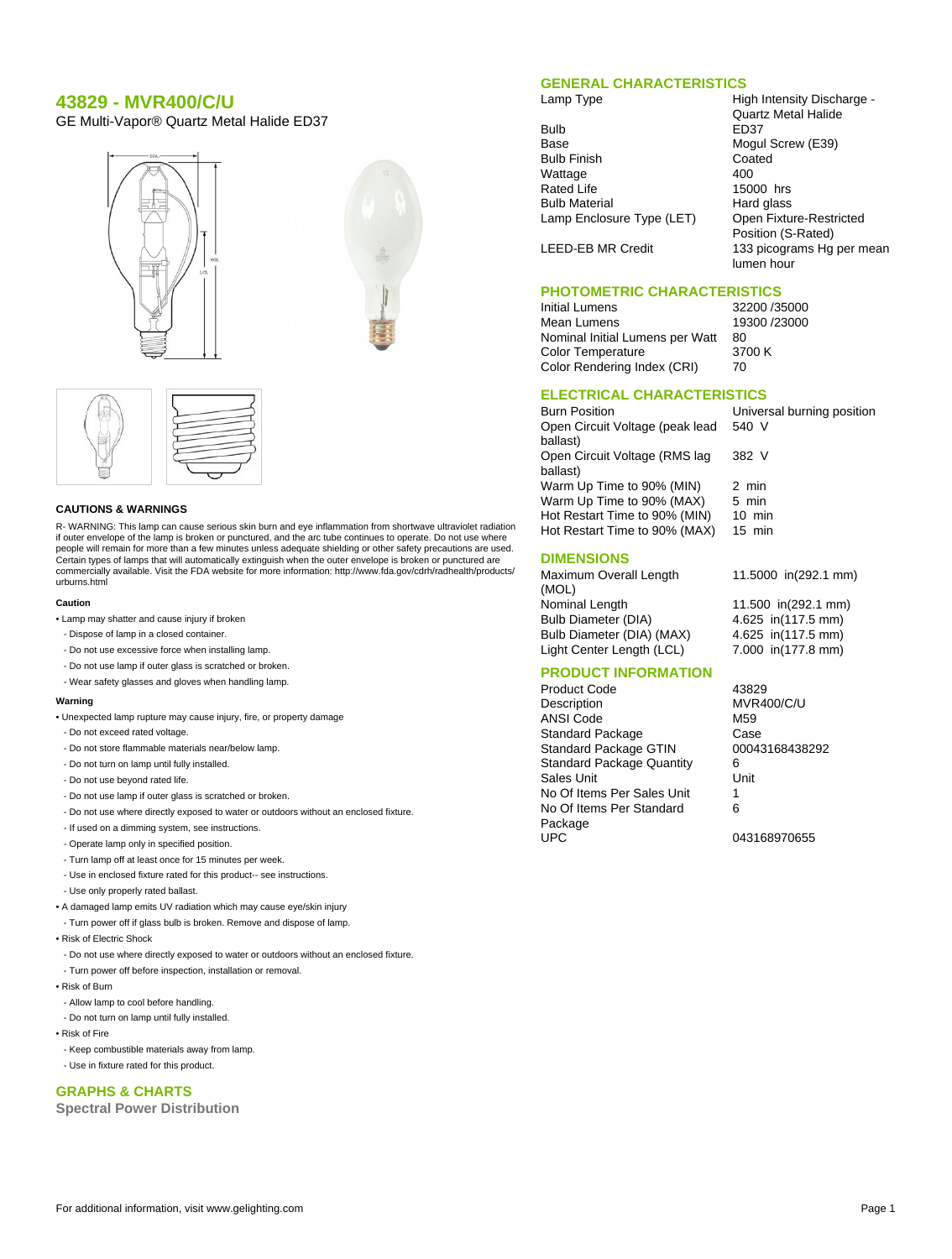# 43829 - MVR400/C/U

GE Multi-Vapor® Quartz Metal Halide ED37

## CAUTIONS & WARNINGS

R- WARNING: This lamp can cause serious skin burn and eye inflammation from shortwave ultraviolet radiation if outer envelope of the lamp is broken or punctured, and the arc tube continues to operate. Do not use where people will remain for more than a few minutes unless adequate shielding or other safety precautions are used. Certain types of lamps that will automatically extinguish when the outer envelope is broken or punctured are commercially available. Visit the FDA website for more information: http://www.fda.gov/cdrh/radhealth/products/urburns.html

#### Caution

- Lamp may shatter and cause injury if broken
  - Dispose of lamp in a closed container.
  - Do not use excessive force when installing lamp.
  - Do not use lamp if outer glass is scratched or broken.
  - Wear safety glasses and gloves when handling lamp.

#### Warning

- Unexpected lamp rupture may cause injury, fire, or property damage
  - Do not exceed rated voltage.
  - Do not store flammable materials near/below lamp.
  - Do not turn on lamp until fully installed.
  - Do not use beyond rated life.
  - Do not use lamp if outer glass is scratched or broken.
  - Do not use where directly exposed to water or outdoors without an enclosed fixture.
  - If used on a dimming system, see instructions.
  - Operate lamp only in specified position.
  - Turn lamp off at least once for 15 minutes per week.
  - Use in enclosed fixture rated for this product-- see instructions.
  - Use only properly rated ballast.
- A damaged lamp emits UV radiation which may cause eye/skin injury
  - Turn power off if glass bulb is broken. Remove and dispose of lamp.
- Risk of Electric Shock
  - Do not use where directly exposed to water or outdoors without an enclosed fixture.
  - Turn power off before inspection, installation or removal.
- Risk of Burn
  - Allow lamp to cool before handling.
  - Do not turn on lamp until fully installed.
- Risk of Fire
  - Keep combustible materials away from lamp.
  - Use in fixture rated for this product.

## GENERAL CHARACTERISTICS

| | |
|---|---|
| Lamp Type | High Intensity Discharge - Quartz Metal Halide |
| Bulb | ED37 |
| Base | Mogul Screw (E39) |
| Bulb Finish | Coated |
| Wattage | 400 |
| Rated Life | 15000 hrs |
| Bulb Material | Hard glass |
| Lamp Enclosure Type (LET) | Open Fixture-Restricted Position (S-Rated) |
| LEED-EB MR Credit | 133 picograms Hg per mean lumen hour |

## PHOTOMETRIC CHARACTERISTICS

| | |
|---|---|
| Initial Lumens | 32200 /35000 |
| Mean Lumens | 19300 /23000 |
| Nominal Initial Lumens per Watt | 80 |
| Color Temperature | 3700 K |
| Color Rendering Index (CRI) | 70 |

## ELECTRICAL CHARACTERISTICS

| | |
|---|---|
| Burn Position | Universal burning position |
| Open Circuit Voltage (peak lead ballast) | 540 V |
| Open Circuit Voltage (RMS lag ballast) | 382 V |
| Warm Up Time to 90% (MIN) | 2 min |
| Warm Up Time to 90% (MAX) | 5 min |
| Hot Restart Time to 90% (MIN) | 10 min |
| Hot Restart Time to 90% (MAX) | 15 min |

## DIMENSIONS

| | |
|---|---|
| Maximum Overall Length (MOL) | 11.5000 in(292.1 mm) |
| Nominal Length | 11.500 in(292.1 mm) |
| Bulb Diameter (DIA) | 4.625 in(117.5 mm) |
| Bulb Diameter (DIA) (MAX) | 4.625 in(117.5 mm) |
| Light Center Length (LCL) | 7.000 in(177.8 mm) |

## PRODUCT INFORMATION

| | |
|---|---|
| Product Code | 43829 |
| Description | MVR400/C/U |
| ANSI Code | M59 |
| Standard Package | Case |
| Standard Package GTIN | 00043168438292 |
| Standard Package Quantity | 6 |
| Sales Unit | Unit |
| No Of Items Per Sales Unit | 1 |
| No Of Items Per Standard Package | 6 |
| UPC | 043168970655 |

## GRAPHS & CHARTS

### Spectral Power Distribution

For additional information, visit www.gelighting.com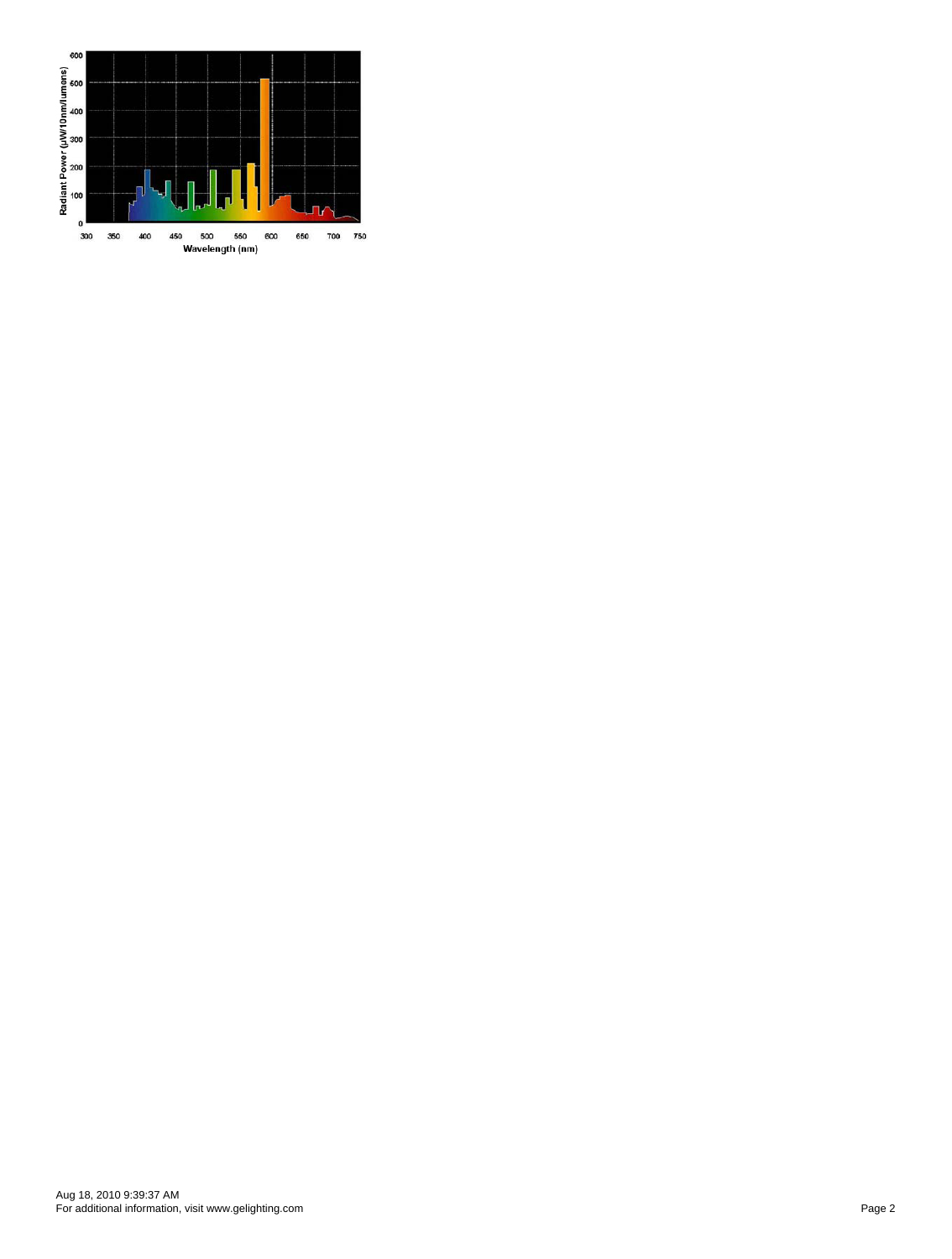Radiant Power (µW/10nm/lumens)

600
500
400
300
200
100
0

300 350 400 450 500 550 600 650 700 750

Wavelength (nm)

Aug 18, 2010 9:39:37 AM
For additional information, visit www.gelighting.com